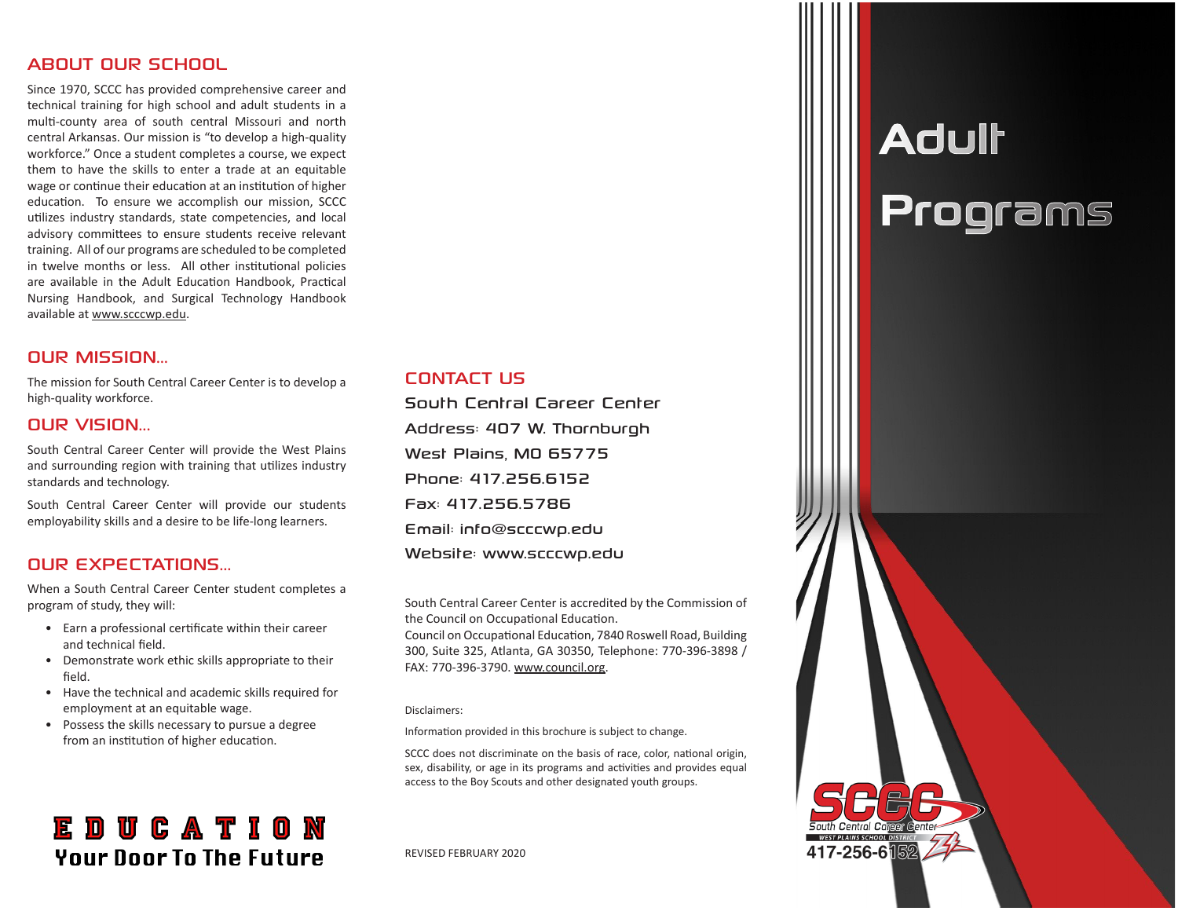## ABOUT OUR SCHOOL

Since 1970, SCCC has provided comprehensive career and technical training for high school and adult students in a multi-county area of south central Missouri and north central Arkansas. Our mission is "to develop a high-quality workforce." Once a student completes a course, we expect them to have the skills to enter a trade at an equitable wage or continue their education at an institution of higher education. To ensure we accomplish our mission, SCCC utilizes industry standards, state competencies, and local advisory committees to ensure students receive relevant training. All of our programs are scheduled to be completed in twelve months or less. All other institutional policies are available in the Adult Education Handbook, Practical Nursing Handbook, and Surgical Technology Handbook available at www.scccwp.edu.

## OUR MISSION...

The mission for South Central Career Center is to develop a high-quality workforce.

## OUR VISION...

South Central Career Center will provide the West Plains and surrounding region with training that utilizes industry standards and technology.

South Central Career Center will provide our students employability skills and a desire to be life-long learners.

## OUR EXPECTATIONS...

When a South Central Career Center student completes a program of study, they will:

- Earn a professional certificate within their career and technical field.
- Demonstrate work ethic skills appropriate to their field.
- Have the technical and academic skills required for employment at an equitable wage.
- Possess the skills necessary to pursue a degree from an institution of higher education.

**EDUCATION**
**Your Door To The Future**

## CONTACT US

South Central Career Center
Address: 407 W. Thornburgh
West Plains, MO 65775
Phone: 417.256.6152
Fax: 417.256.5786
Email: info@scccwp.edu
Website: www.scccwp.edu

South Central Career Center is accredited by the Commission of the Council on Occupational Education.
Council on Occupational Education, 7840 Roswell Road, Building 300, Suite 325, Atlanta, GA 30350, Telephone: 770-396-3898 / FAX: 770-396-3790. www.council.org.

Disclaimers:

Information provided in this brochure is subject to change.

SCCC does not discriminate on the basis of race, color, national origin, sex, disability, or age in its programs and activities and provides equal access to the Boy Scouts and other designated youth groups.

REVISED FEBRUARY 2020

# Adult Programs

SCCC
South Central Career Center
WEST PLAINS SCHOOL DISTRICT
417-256-6152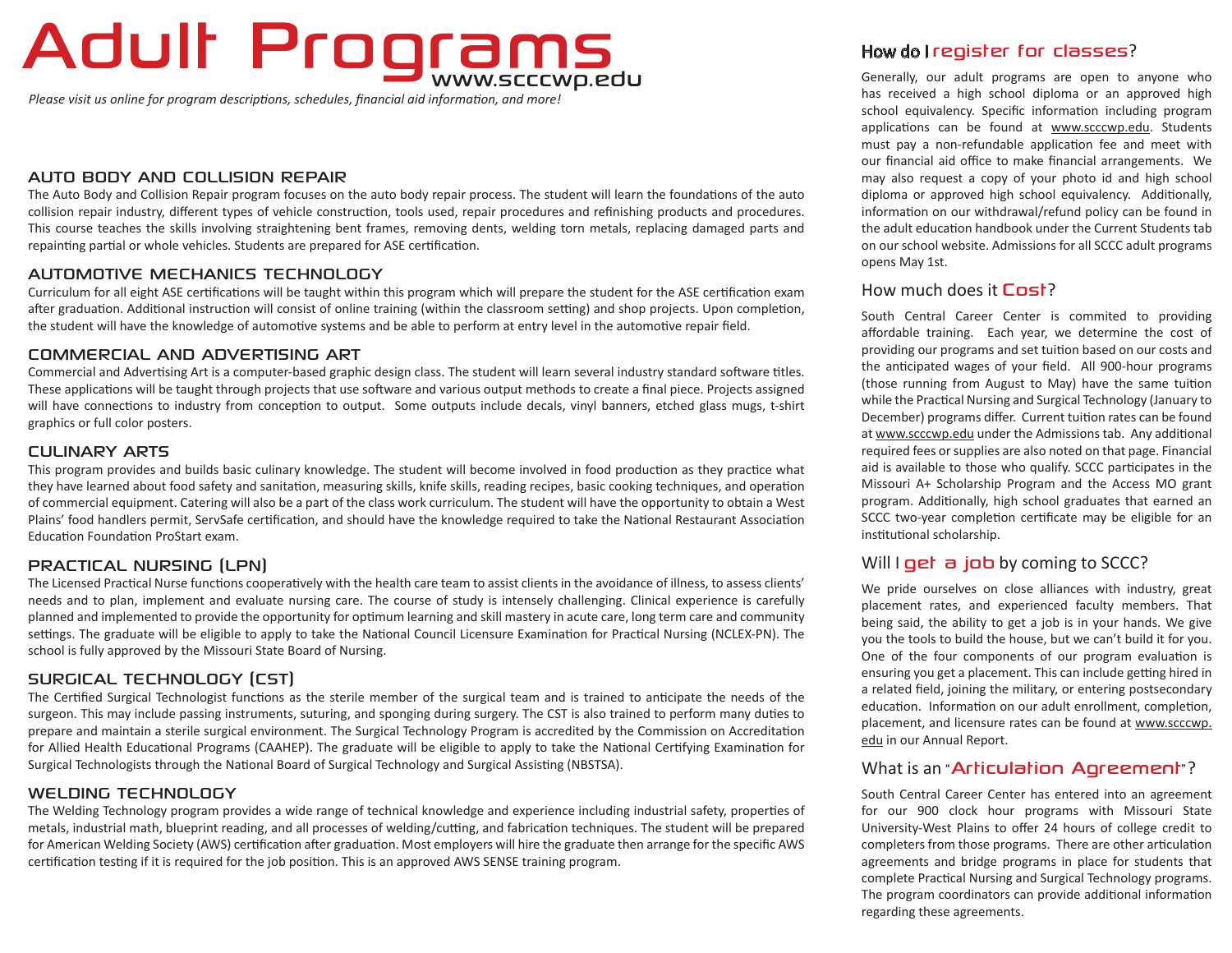# Adult Programs

www.scccwp.edu

*Please visit us online for program descriptions, schedules, financial aid information, and more!*

## AUTO BODY AND COLLISION REPAIR

The Auto Body and Collision Repair program focuses on the auto body repair process. The student will learn the foundations of the auto collision repair industry, different types of vehicle construction, tools used, repair procedures and refinishing products and procedures. This course teaches the skills involving straightening bent frames, removing dents, welding torn metals, replacing damaged parts and repainting partial or whole vehicles. Students are prepared for ASE certification.

## AUTOMOTIVE MECHANICS TECHNOLOGY

Curriculum for all eight ASE certifications will be taught within this program which will prepare the student for the ASE certification exam after graduation. Additional instruction will consist of online training (within the classroom setting) and shop projects. Upon completion, the student will have the knowledge of automotive systems and be able to perform at entry level in the automotive repair field.

## COMMERCIAL AND ADVERTISING ART

Commercial and Advertising Art is a computer-based graphic design class. The student will learn several industry standard software titles. These applications will be taught through projects that use software and various output methods to create a final piece. Projects assigned will have connections to industry from conception to output. Some outputs include decals, vinyl banners, etched glass mugs, t-shirt graphics or full color posters.

## CULINARY ARTS

This program provides and builds basic culinary knowledge. The student will become involved in food production as they practice what they have learned about food safety and sanitation, measuring skills, knife skills, reading recipes, basic cooking techniques, and operation of commercial equipment. Catering will also be a part of the class work curriculum. The student will have the opportunity to obtain a West Plains' food handlers permit, ServSafe certification, and should have the knowledge required to take the National Restaurant Association Education Foundation ProStart exam.

## PRACTICAL NURSING (LPN)

The Licensed Practical Nurse functions cooperatively with the health care team to assist clients in the avoidance of illness, to assess clients' needs and to plan, implement and evaluate nursing care. The course of study is intensely challenging. Clinical experience is carefully planned and implemented to provide the opportunity for optimum learning and skill mastery in acute care, long term care and community settings. The graduate will be eligible to apply to take the National Council Licensure Examination for Practical Nursing (NCLEX-PN). The school is fully approved by the Missouri State Board of Nursing.

## SURGICAL TECHNOLOGY (CST)

The Certified Surgical Technologist functions as the sterile member of the surgical team and is trained to anticipate the needs of the surgeon. This may include passing instruments, suturing, and sponging during surgery. The CST is also trained to perform many duties to prepare and maintain a sterile surgical environment. The Surgical Technology Program is accredited by the Commission on Accreditation for Allied Health Educational Programs (CAAHEP). The graduate will be eligible to apply to take the National Certifying Examination for Surgical Technologists through the National Board of Surgical Technology and Surgical Assisting (NBSTSA).

## WELDING TECHNOLOGY

The Welding Technology program provides a wide range of technical knowledge and experience including industrial safety, properties of metals, industrial math, blueprint reading, and all processes of welding/cutting, and fabrication techniques. The student will be prepared for American Welding Society (AWS) certification after graduation. Most employers will hire the graduate then arrange for the specific AWS certification testing if it is required for the job position. This is an approved AWS SENSE training program.

## How do I register for classes?

Generally, our adult programs are open to anyone who has received a high school diploma or an approved high school equivalency. Specific information including program applications can be found at www.scccwp.edu. Students must pay a non-refundable application fee and meet with our financial aid office to make financial arrangements. We may also request a copy of your photo id and high school diploma or approved high school equivalency. Additionally, information on our withdrawal/refund policy can be found in the adult education handbook under the Current Students tab on our school website. Admissions for all SCCC adult programs opens May 1st.

## How much does it Cost?

South Central Career Center is commited to providing affordable training. Each year, we determine the cost of providing our programs and set tuition based on our costs and the anticipated wages of your field. All 900-hour programs (those running from August to May) have the same tuition while the Practical Nursing and Surgical Technology (January to December) programs differ. Current tuition rates can be found at www.scccwp.edu under the Admissions tab. Any additional required fees or supplies are also noted on that page. Financial aid is available to those who qualify. SCCC participates in the Missouri A+ Scholarship Program and the Access MO grant program. Additionally, high school graduates that earned an SCCC two-year completion certificate may be eligible for an institutional scholarship.

## Will I get a job by coming to SCCC?

We pride ourselves on close alliances with industry, great placement rates, and experienced faculty members. That being said, the ability to get a job is in your hands. We give you the tools to build the house, but we can't build it for you. One of the four components of our program evaluation is ensuring you get a placement. This can include getting hired in a related field, joining the military, or entering postsecondary education. Information on our adult enrollment, completion, placement, and licensure rates can be found at www.scccwp.edu in our Annual Report.

## What is an "Articulation Agreement"?

South Central Career Center has entered into an agreement for our 900 clock hour programs with Missouri State University-West Plains to offer 24 hours of college credit to completers from those programs. There are other articulation agreements and bridge programs in place for students that complete Practical Nursing and Surgical Technology programs. The program coordinators can provide additional information regarding these agreements.